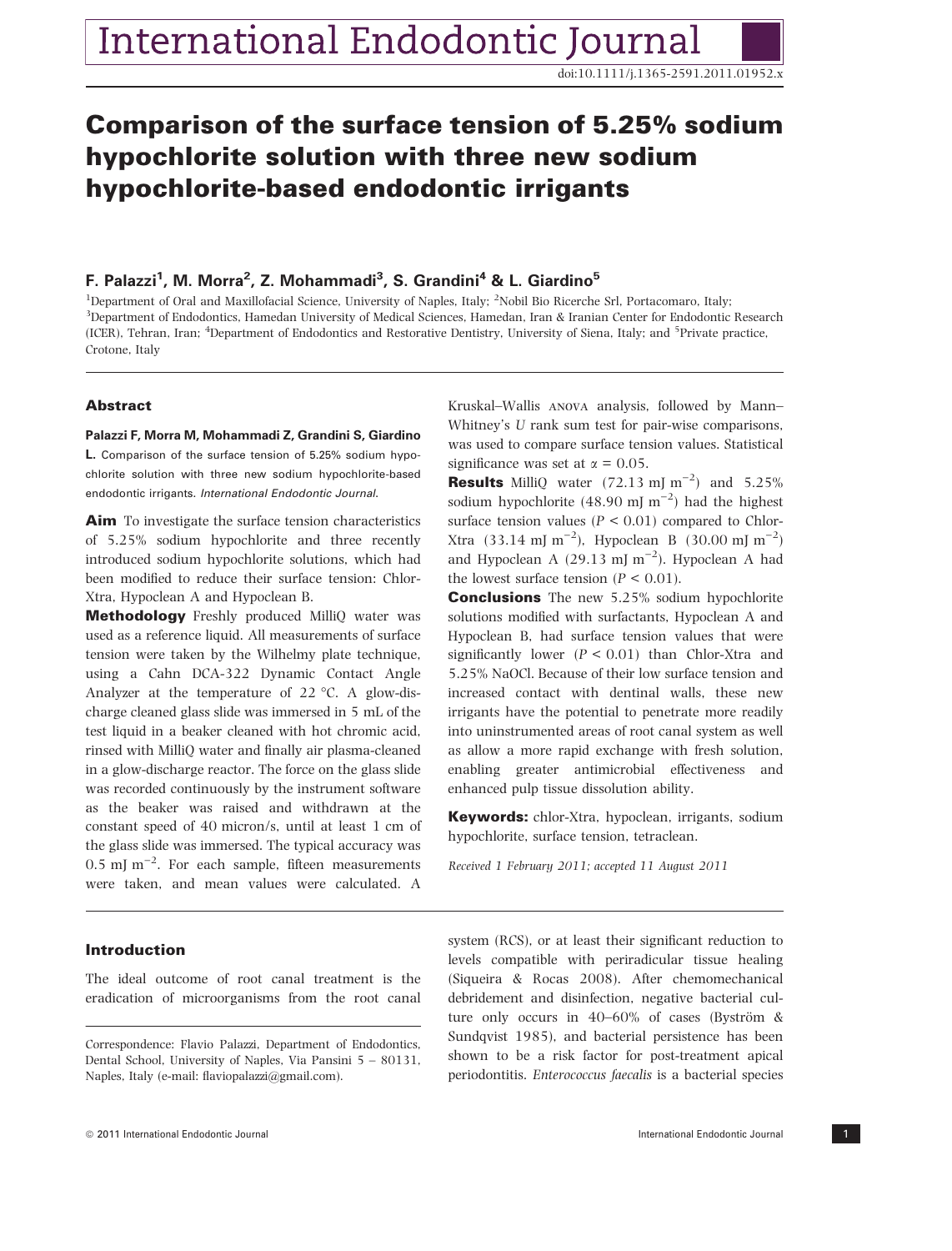doi:10.1111/j.1365-2591.2011.01952.x

# Comparison of the surface tension of 5.25% sodium hypochlorite solution with three new sodium hypochlorite-based endodontic irrigants

**F. Palazzi[1], M. Morra[2], Z. Mohammadi[3], S. Grandini[4] & L. Giardino[5]**

[1]Department of Oral and Maxillofacial Science, University of Naples, Italy; [2]Nobil Bio Ricerche Srl, Portacomaro, Italy; [3]Department of Endodontics, Hamedan University of Medical Sciences, Hamedan, Iran & Iranian Center for Endodontic Research (ICER), Tehran, Iran; [4]Department of Endodontics and Restorative Dentistry, University of Siena, Italy; and [5]Private practice, Crotone, Italy

## Abstract

**Palazzi F, Morra M, Mohammadi Z, Grandini S, Giardino L.** Comparison of the surface tension of 5.25% sodium hypochlorite solution with three new sodium hypochlorite-based endodontic irrigants. *International Endodontic Journal*.

**Aim** To investigate the surface tension characteristics of 5.25% sodium hypochlorite and three recently introduced sodium hypochlorite solutions, which had been modified to reduce their surface tension: Chlor-Xtra, Hypoclean A and Hypoclean B.

**Methodology** Freshly produced MilliQ water was used as a reference liquid. All measurements of surface tension were taken by the Wilhelmy plate technique, using a Cahn DCA-322 Dynamic Contact Angle Analyzer at the temperature of 22 °C. A glow-discharge cleaned glass slide was immersed in 5 mL of the test liquid in a beaker cleaned with hot chromic acid, rinsed with MilliQ water and finally air plasma-cleaned in a glow-discharge reactor. The force on the glass slide was recorded continuously by the instrument software as the beaker was raised and withdrawn at the constant speed of 40 micron/s, until at least 1 cm of the glass slide was immersed. The typical accuracy was 0.5 mJ m$^{-2}$. For each sample, fifteen measurements were taken, and mean values were calculated. A Kruskal–Wallis ANOVA analysis, followed by Mann–Whitney's *U* rank sum test for pair-wise comparisons, was used to compare surface tension values. Statistical significance was set at $\alpha = 0.05$.

**Results** MilliQ water (72.13 mJ m$^{-2}$) and 5.25% sodium hypochlorite (48.90 mJ m$^{-2}$) had the highest surface tension values ($P < 0.01$) compared to Chlor-Xtra (33.14 mJ m$^{-2}$), Hypoclean B (30.00 mJ m$^{-2}$) and Hypoclean A (29.13 mJ m$^{-2}$). Hypoclean A had the lowest surface tension ($P < 0.01$).

**Conclusions** The new 5.25% sodium hypochlorite solutions modified with surfactants, Hypoclean A and Hypoclean B, had surface tension values that were significantly lower ($P < 0.01$) than Chlor-Xtra and 5.25% NaOCl. Because of their low surface tension and increased contact with dentinal walls, these new irrigants have the potential to penetrate more readily into uninstrumented areas of root canal system as well as allow a more rapid exchange with fresh solution, enabling greater antimicrobial effectiveness and enhanced pulp tissue dissolution ability.

**Keywords:** chlor-Xtra, hypoclean, irrigants, sodium hypochlorite, surface tension, tetraclean.

*Received 1 February 2011; accepted 11 August 2011*

## Introduction

The ideal outcome of root canal treatment is the eradication of microorganisms from the root canal system (RCS), or at least their significant reduction to levels compatible with periradicular tissue healing (Siqueira & Rocas 2008). After chemomechanical debridement and disinfection, negative bacterial culture only occurs in 40–60% of cases (Byström & Sundqvist 1985), and bacterial persistence has been shown to be a risk factor for post-treatment apical periodontitis. *Enterococcus faecalis* is a bacterial species

Correspondence: Flavio Palazzi, Department of Endodontics, Dental School, University of Naples, Via Pansini 5 – 80131, Naples, Italy (e-mail: flaviopalazzi@gmail.com).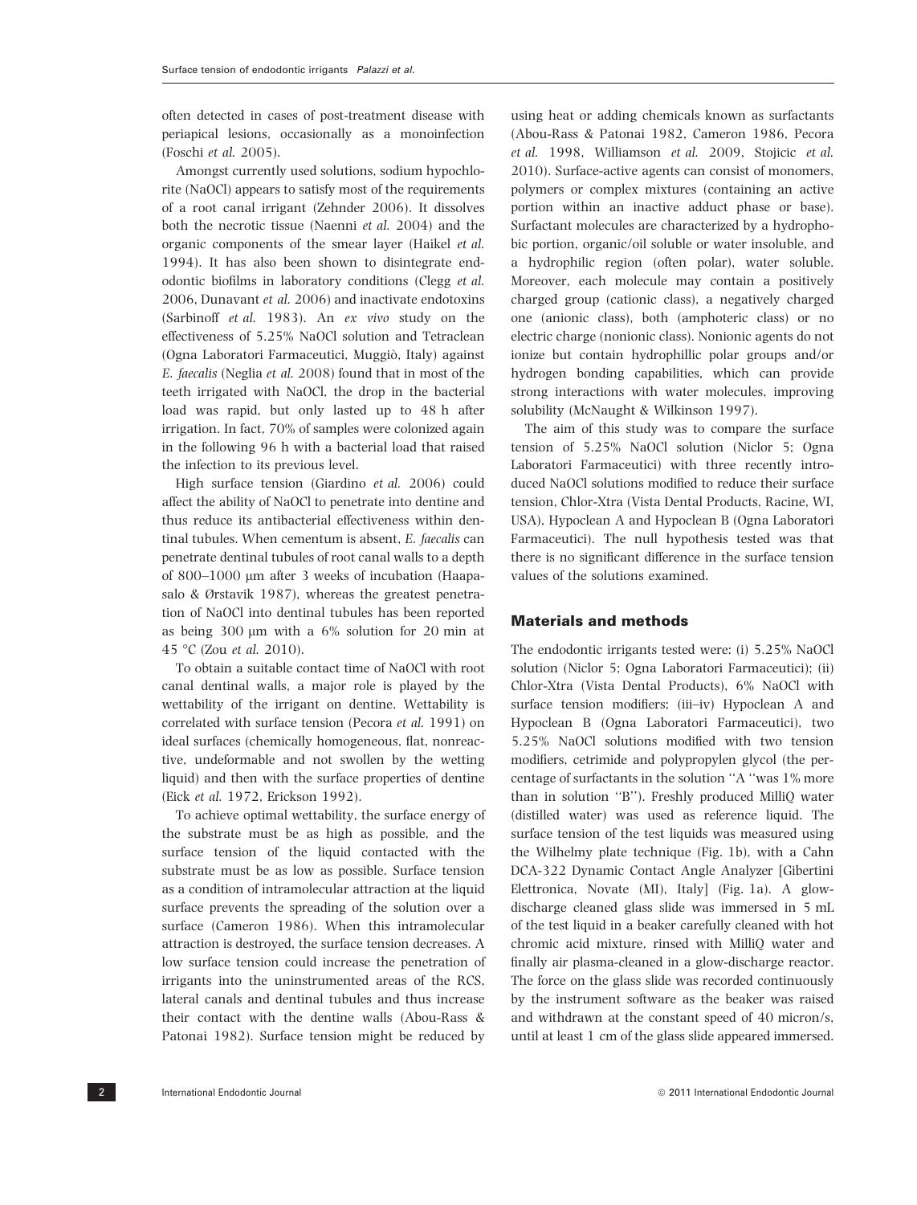often detected in cases of post-treatment disease with periapical lesions, occasionally as a monoinfection (Foschi *et al.* 2005).

Amongst currently used solutions, sodium hypochlorite (NaOCl) appears to satisfy most of the requirements of a root canal irrigant (Zehnder 2006). It dissolves both the necrotic tissue (Naenni *et al.* 2004) and the organic components of the smear layer (Haikel *et al.* 1994). It has also been shown to disintegrate endodontic biofilms in laboratory conditions (Clegg *et al.* 2006, Dunavant *et al.* 2006) and inactivate endotoxins (Sarbinoff *et al.* 1983). An *ex vivo* study on the effectiveness of 5.25% NaOCl solution and Tetraclean (Ogna Laboratori Farmaceutici, Muggiò, Italy) against *E. faecalis* (Neglia *et al.* 2008) found that in most of the teeth irrigated with NaOCl, the drop in the bacterial load was rapid, but only lasted up to 48 h after irrigation. In fact, 70% of samples were colonized again in the following 96 h with a bacterial load that raised the infection to its previous level.

High surface tension (Giardino *et al.* 2006) could affect the ability of NaOCl to penetrate into dentine and thus reduce its antibacterial effectiveness within dentinal tubules. When cementum is absent, *E. faecalis* can penetrate dentinal tubules of root canal walls to a depth of 800–1000 μm after 3 weeks of incubation (Haapasalo & Ørstavik 1987), whereas the greatest penetration of NaOCl into dentinal tubules has been reported as being 300 μm with a 6% solution for 20 min at 45 °C (Zou *et al.* 2010).

To obtain a suitable contact time of NaOCl with root canal dentinal walls, a major role is played by the wettability of the irrigant on dentine. Wettability is correlated with surface tension (Pecora *et al.* 1991) on ideal surfaces (chemically homogeneous, flat, nonreactive, undeformable and not swollen by the wetting liquid) and then with the surface properties of dentine (Eick *et al.* 1972, Erickson 1992).

To achieve optimal wettability, the surface energy of the substrate must be as high as possible, and the surface tension of the liquid contacted with the substrate must be as low as possible. Surface tension as a condition of intramolecular attraction at the liquid surface prevents the spreading of the solution over a surface (Cameron 1986). When this intramolecular attraction is destroyed, the surface tension decreases. A low surface tension could increase the penetration of irrigants into the uninstrumented areas of the RCS, lateral canals and dentinal tubules and thus increase their contact with the dentine walls (Abou-Rass & Patonai 1982). Surface tension might be reduced by using heat or adding chemicals known as surfactants (Abou-Rass & Patonai 1982, Cameron 1986, Pecora *et al.* 1998, Williamson *et al.* 2009, Stojicic *et al.* 2010). Surface-active agents can consist of monomers, polymers or complex mixtures (containing an active portion within an inactive adduct phase or base). Surfactant molecules are characterized by a hydrophobic portion, organic/oil soluble or water insoluble, and a hydrophilic region (often polar), water soluble. Moreover, each molecule may contain a positively charged group (cationic class), a negatively charged one (anionic class), both (amphoteric class) or no electric charge (nonionic class). Nonionic agents do not ionize but contain hydrophillic polar groups and/or hydrogen bonding capabilities, which can provide strong interactions with water molecules, improving solubility (McNaught & Wilkinson 1997).

The aim of this study was to compare the surface tension of 5.25% NaOCl solution (Niclor 5; Ogna Laboratori Farmaceutici) with three recently introduced NaOCl solutions modified to reduce their surface tension, Chlor-Xtra (Vista Dental Products, Racine, WI, USA), Hypoclean A and Hypoclean B (Ogna Laboratori Farmaceutici). The null hypothesis tested was that there is no significant difference in the surface tension values of the solutions examined.

## Materials and methods

The endodontic irrigants tested were: (i) 5.25% NaOCl solution (Niclor 5; Ogna Laboratori Farmaceutici); (ii) Chlor-Xtra (Vista Dental Products), 6% NaOCl with surface tension modifiers; (iii–iv) Hypoclean A and Hypoclean B (Ogna Laboratori Farmaceutici), two 5.25% NaOCl solutions modified with two tension modifiers, cetrimide and polypropylen glycol (the percentage of surfactants in the solution ''A ''was 1% more than in solution ''B''). Freshly produced MilliQ water (distilled water) was used as reference liquid. The surface tension of the test liquids was measured using the Wilhelmy plate technique (Fig. 1b), with a Cahn DCA-322 Dynamic Contact Angle Analyzer [Gibertini Elettronica, Novate (MI), Italy] (Fig. 1a). A glow-discharge cleaned glass slide was immersed in 5 mL of the test liquid in a beaker carefully cleaned with hot chromic acid mixture, rinsed with MilliQ water and finally air plasma-cleaned in a glow-discharge reactor. The force on the glass slide was recorded continuously by the instrument software as the beaker was raised and withdrawn at the constant speed of 40 micron/s, until at least 1 cm of the glass slide appeared immersed.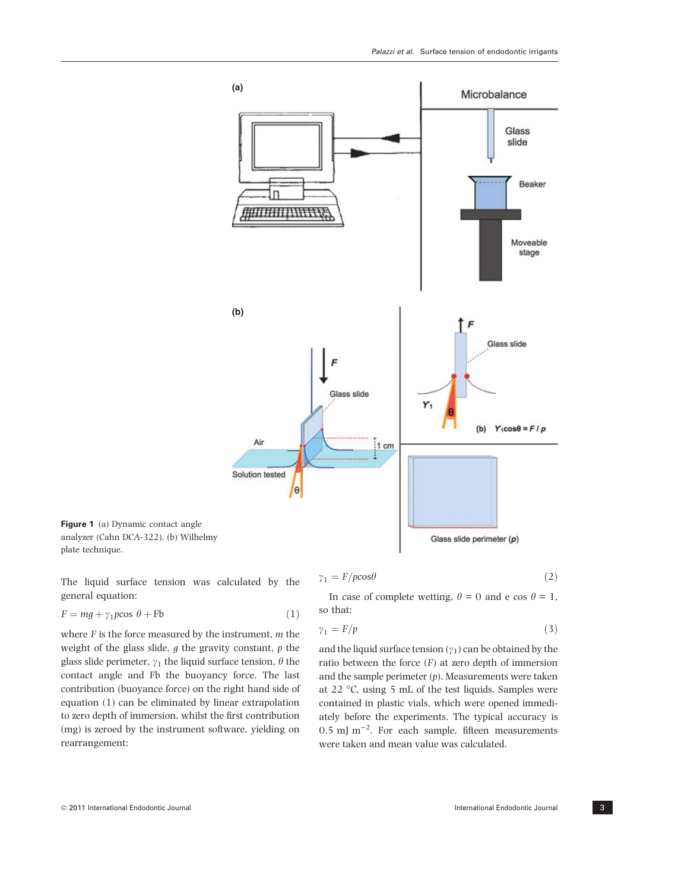Figure 1 (a) Dynamic contact angle analyzer (Cahn DCA-322). (b) Wilhelmy plate technique.

The liquid surface tension was calculated by the general equation:

$$F = mg + \gamma_1 p\cos\,\theta + \mathrm{Fb} \quad (1)$$

where $F$ is the force measured by the instrument, $m$ the weight of the glass slide, $g$ the gravity constant, $p$ the glass slide perimeter, $\gamma_1$ the liquid surface tension, $\theta$ the contact angle and Fb the buoyancy force. The last contribution (buoyance force) on the right hand side of equation (1) can be eliminated by linear extrapolation to zero depth of immersion, whilst the first contribution (mg) is zeroed by the instrument software, yielding on rearrangement:

$$\gamma_1 = F/p\cos\theta \quad (2)$$

In case of complete wetting, $\theta = 0$ and e $\cos\,\theta = 1$, so that:

$$\gamma_1 = F/p \quad (3)$$

and the liquid surface tension ($\gamma_1$) can be obtained by the ratio between the force ($F$) at zero depth of immersion and the sample perimeter ($p$). Measurements were taken at 22 °C, using 5 mL of the test liquids. Samples were contained in plastic vials, which were opened immediately before the experiments. The typical accuracy is 0.5 mJ $m^{-2}$. For each sample, fifteen measurements were taken and mean value was calculated.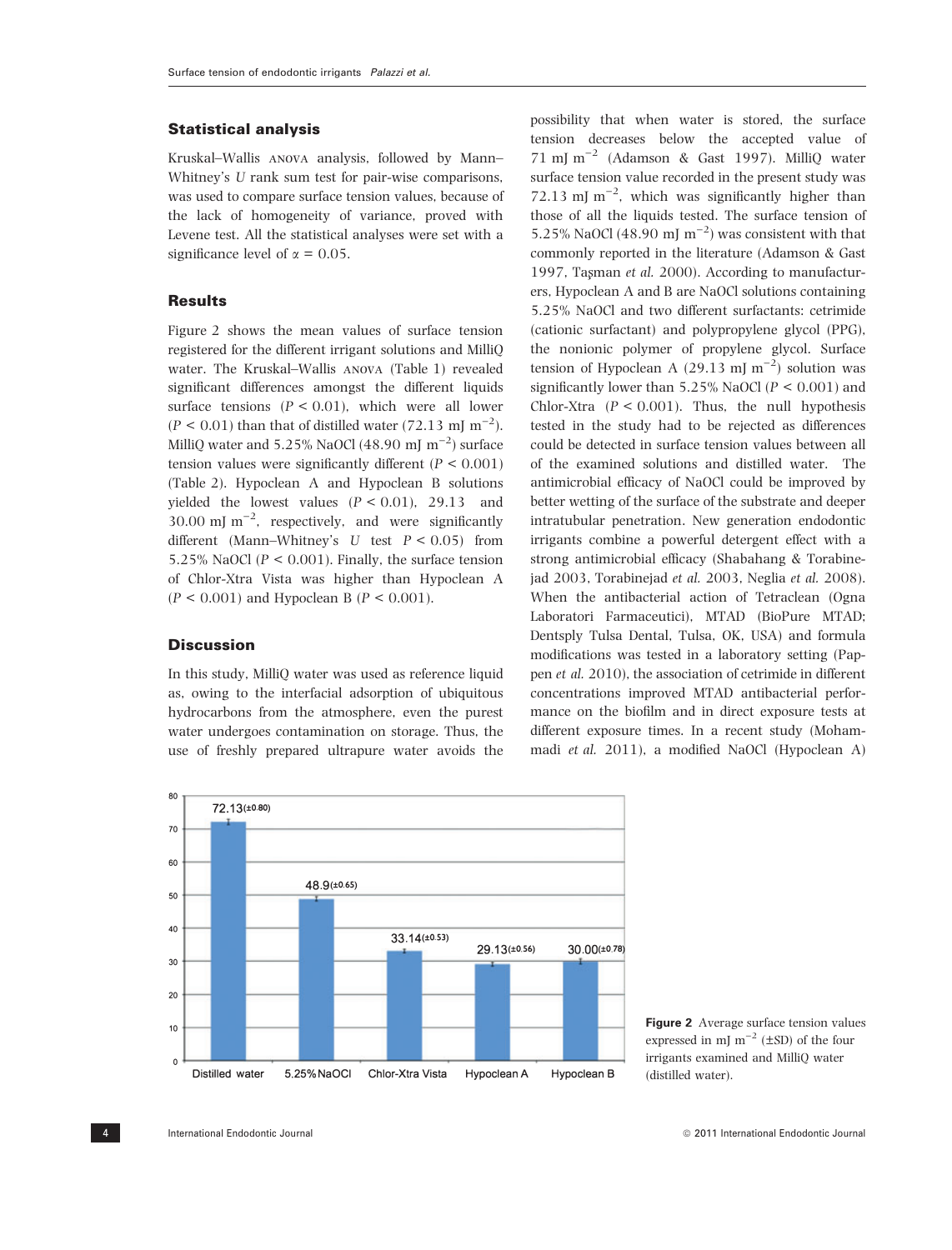## Statistical analysis

Kruskal–Wallis ANOVA analysis, followed by Mann–Whitney's *U* rank sum test for pair-wise comparisons, was used to compare surface tension values, because of the lack of homogeneity of variance, proved with Levene test. All the statistical analyses were set with a significance level of $\alpha = 0.05$.

## Results

Figure 2 shows the mean values of surface tension registered for the different irrigant solutions and MilliQ water. The Kruskal–Wallis ANOVA (Table 1) revealed significant differences amongst the different liquids surface tensions ($P < 0.01$), which were all lower ($P < 0.01$) than that of distilled water (72.13 mJ $m^{-2}$). MilliQ water and 5.25% NaOCl (48.90 mJ $m^{-2}$) surface tension values were significantly different ($P < 0.001$) (Table 2). Hypoclean A and Hypoclean B solutions yielded the lowest values ($P < 0.01$), 29.13 and 30.00 mJ $m^{-2}$, respectively, and were significantly different (Mann–Whitney's *U* test $P < 0.05$) from 5.25% NaOCl ($P < 0.001$). Finally, the surface tension of Chlor-Xtra Vista was higher than Hypoclean A ($P < 0.001$) and Hypoclean B ($P < 0.001$).

## Discussion

In this study, MilliQ water was used as reference liquid as, owing to the interfacial adsorption of ubiquitous hydrocarbons from the atmosphere, even the purest water undergoes contamination on storage. Thus, the use of freshly prepared ultrapure water avoids the possibility that when water is stored, the surface tension decreases below the accepted value of 71 mJ $m^{-2}$ (Adamson & Gast 1997). MilliQ water surface tension value recorded in the present study was 72.13 mJ $m^{-2}$, which was significantly higher than those of all the liquids tested. The surface tension of 5.25% NaOCl (48.90 mJ $m^{-2}$) was consistent with that commonly reported in the literature (Adamson & Gast 1997, Taşman *et al.* 2000). According to manufacturers, Hypoclean A and B are NaOCl solutions containing 5.25% NaOCl and two different surfactants: cetrimide (cationic surfactant) and polypropylene glycol (PPG), the nonionic polymer of propylene glycol. Surface tension of Hypoclean A (29.13 mJ $m^{-2}$) solution was significantly lower than 5.25% NaOCl ($P < 0.001$) and Chlor-Xtra ($P < 0.001$). Thus, the null hypothesis tested in the study had to be rejected as differences could be detected in surface tension values between all of the examined solutions and distilled water. The antimicrobial efficacy of NaOCl could be improved by better wetting of the surface of the substrate and deeper intratubular penetration. New generation endodontic irrigants combine a powerful detergent effect with a strong antimicrobial efficacy (Shabahang & Torabinejad 2003, Torabinejad *et al.* 2003, Neglia *et al.* 2008). When the antibacterial action of Tetraclean (Ogna Laboratori Farmaceutici), MTAD (BioPure MTAD; Dentsply Tulsa Dental, Tulsa, OK, USA) and formula modifications was tested in a laboratory setting (Pappen *et al.* 2010), the association of cetrimide in different concentrations improved MTAD antibacterial performance on the biofilm and in direct exposure tests at different exposure times. In a recent study (Mohammadi *et al.* 2011), a modified NaOCl (Hypoclean A)

| | Distilled water | 5.25%NaOCl | Chlor-Xtra Vista | Hypoclean A | Hypoclean B |
|---|---|---|---|---|---|
| Mean (±SD) | 72.13 (±0.80) | 48.9 (±0.65) | 33.14 (±0.53) | 29.13 (±0.56) | 30.00 (±0.78) |

**Figure 2** Average surface tension values expressed in mJ $m^{-2}$ (±SD) of the four irrigants examined and MilliQ water (distilled water).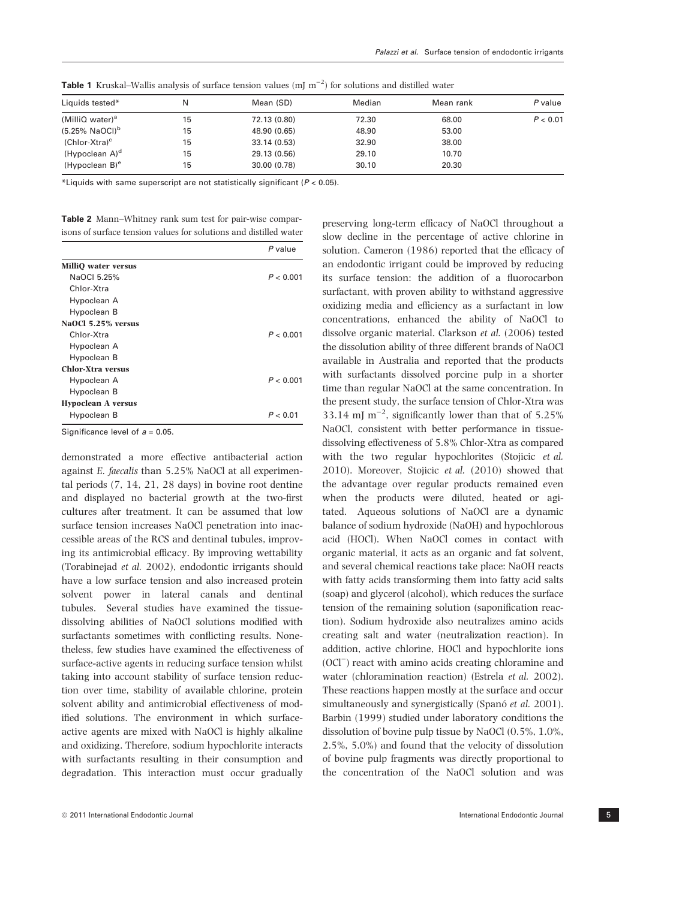**Table 1** Kruskal–Wallis analysis of surface tension values (mJ $m^{-2}$) for solutions and distilled water

| Liquids tested* | N | Mean (SD) | Median | Mean rank | *P* value |
|---|---|---|---|---|---|
| (MilliQ water)[a] | 15 | 72.13 (0.80) | 72.30 | 68.00 | $P < 0.01$ |
| (5.25% NaOCl)[b] | 15 | 48.90 (0.65) | 48.90 | 53.00 | |
| (Chlor-Xtra)[c] | 15 | 33.14 (0.53) | 32.90 | 38.00 | |
| (Hypoclean A)[d] | 15 | 29.13 (0.56) | 29.10 | 10.70 | |
| (Hypoclean B)[e] | 15 | 30.00 (0.78) | 30.10 | 20.30 | |

*Liquids with same superscript are not statistically significant ($P < 0.05$).

**Table 2** Mann–Whitney rank sum test for pair-wise comparisons of surface tension values for solutions and distilled water

| | *P* value |
|---|---|
| **MilliQ water versus** | |
| NaOCl 5.25% | $P < 0.001$ |
| Chlor-Xtra | |
| Hypoclean A | |
| Hypoclean B | |
| **NaOCl 5.25% versus** | |
| Chlor-Xtra | $P < 0.001$ |
| Hypoclean A | |
| Hypoclean B | |
| **Chlor-Xtra versus** | |
| Hypoclean A | $P < 0.001$ |
| Hypoclean B | |
| **Hypoclean A versus** | |
| Hypoclean B | $P < 0.01$ |

Significance level of $a = 0.05$.

demonstrated a more effective antibacterial action against *E. faecalis* than 5.25% NaOCl at all experimental periods (7, 14, 21, 28 days) in bovine root dentine and displayed no bacterial growth at the two-first cultures after treatment. It can be assumed that low surface tension increases NaOCl penetration into inaccessible areas of the RCS and dentinal tubules, improving its antimicrobial efficacy. By improving wettability (Torabinejad *et al.* 2002), endodontic irrigants should have a low surface tension and also increased protein solvent power in lateral canals and dentinal tubules. Several studies have examined the tissue-dissolving abilities of NaOCl solutions modified with surfactants sometimes with conflicting results. Nonetheless, few studies have examined the effectiveness of surface-active agents in reducing surface tension whilst taking into account stability of surface tension reduction over time, stability of available chlorine, protein solvent ability and antimicrobial effectiveness of modified solutions. The environment in which surface-active agents are mixed with NaOCl is highly alkaline and oxidizing. Therefore, sodium hypochlorite interacts with surfactants resulting in their consumption and degradation. This interaction must occur gradually preserving long-term efficacy of NaOCl throughout a slow decline in the percentage of active chlorine in solution. Cameron (1986) reported that the efficacy of an endodontic irrigant could be improved by reducing its surface tension: the addition of a fluorocarbon surfactant, with proven ability to withstand aggressive oxidizing media and efficiency as a surfactant in low concentrations, enhanced the ability of NaOCl to dissolve organic material. Clarkson *et al.* (2006) tested the dissolution ability of three different brands of NaOCl available in Australia and reported that the products with surfactants dissolved porcine pulp in a shorter time than regular NaOCl at the same concentration. In the present study, the surface tension of Chlor-Xtra was 33.14 mJ $m^{-2}$, significantly lower than that of 5.25% NaOCl, consistent with better performance in tissue-dissolving effectiveness of 5.8% Chlor-Xtra as compared with the two regular hypochlorites (Stojicic *et al.* 2010). Moreover, Stojicic *et al.* (2010) showed that the advantage over regular products remained even when the products were diluted, heated or agitated. Aqueous solutions of NaOCl are a dynamic balance of sodium hydroxide (NaOH) and hypochlorous acid (HOCl). When NaOCl comes in contact with organic material, it acts as an organic and fat solvent, and several chemical reactions take place: NaOH reacts with fatty acids transforming them into fatty acid salts (soap) and glycerol (alcohol), which reduces the surface tension of the remaining solution (saponification reaction). Sodium hydroxide also neutralizes amino acids creating salt and water (neutralization reaction). In addition, active chlorine, HOCl and hypochlorite ions ($OCl^-$) react with amino acids creating chloramine and water (chloramination reaction) (Estrela *et al.* 2002). These reactions happen mostly at the surface and occur simultaneously and synergistically (Spanó *et al.* 2001). Barbin (1999) studied under laboratory conditions the dissolution of bovine pulp tissue by NaOCl (0.5%, 1.0%, 2.5%, 5.0%) and found that the velocity of dissolution of bovine pulp fragments was directly proportional to the concentration of the NaOCl solution and was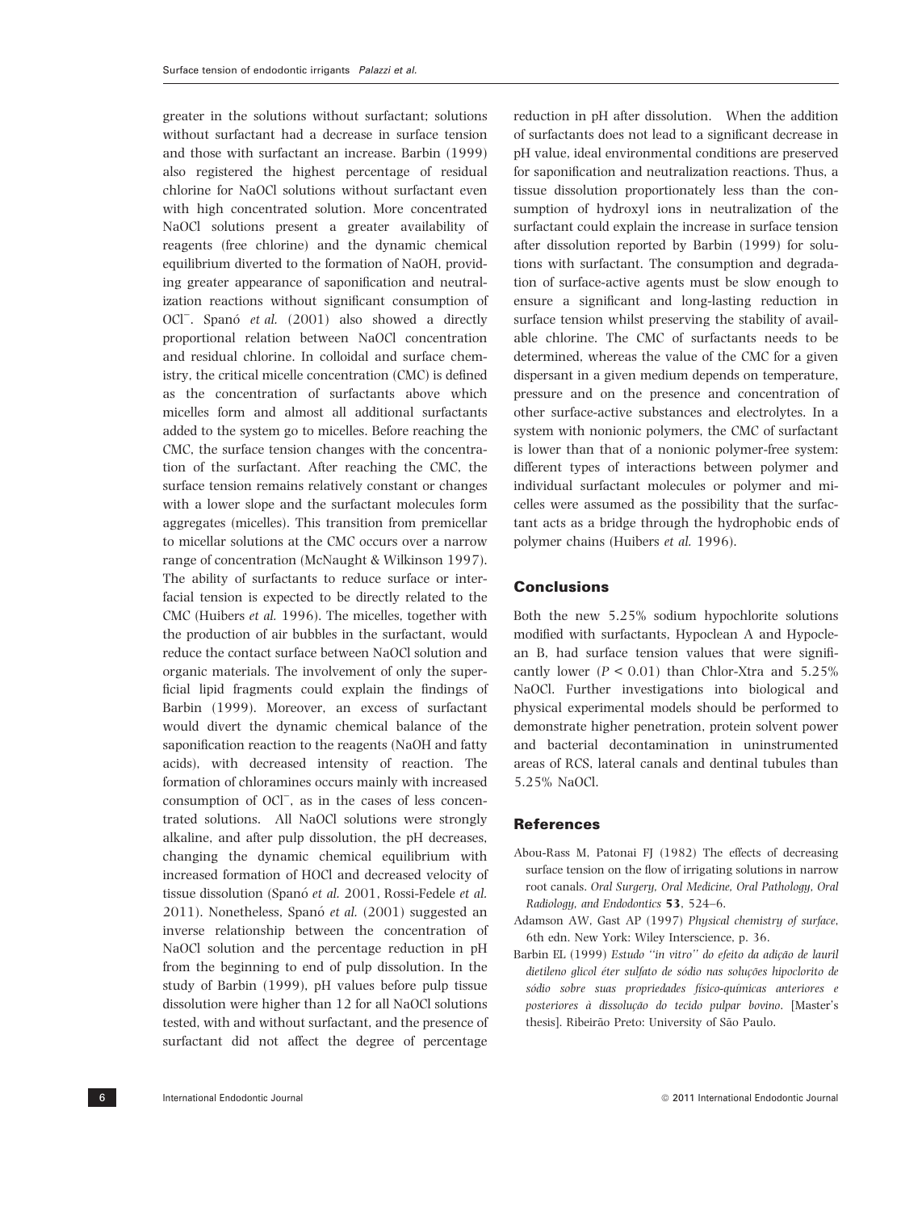greater in the solutions without surfactant; solutions without surfactant had a decrease in surface tension and those with surfactant an increase. Barbin (1999) also registered the highest percentage of residual chlorine for NaOCl solutions without surfactant even with high concentrated solution. More concentrated NaOCl solutions present a greater availability of reagents (free chlorine) and the dynamic chemical equilibrium diverted to the formation of NaOH, providing greater appearance of saponification and neutralization reactions without significant consumption of $OCl^-$. Spanó *et al.* (2001) also showed a directly proportional relation between NaOCl concentration and residual chlorine. In colloidal and surface chemistry, the critical micelle concentration (CMC) is defined as the concentration of surfactants above which micelles form and almost all additional surfactants added to the system go to micelles. Before reaching the CMC, the surface tension changes with the concentration of the surfactant. After reaching the CMC, the surface tension remains relatively constant or changes with a lower slope and the surfactant molecules form aggregates (micelles). This transition from premicellar to micellar solutions at the CMC occurs over a narrow range of concentration (McNaught & Wilkinson 1997). The ability of surfactants to reduce surface or interfacial tension is expected to be directly related to the CMC (Huibers *et al.* 1996). The micelles, together with the production of air bubbles in the surfactant, would reduce the contact surface between NaOCl solution and organic materials. The involvement of only the superficial lipid fragments could explain the findings of Barbin (1999). Moreover, an excess of surfactant would divert the dynamic chemical balance of the saponification reaction to the reagents (NaOH and fatty acids), with decreased intensity of reaction. The formation of chloramines occurs mainly with increased consumption of $OCl^-$, as in the cases of less concentrated solutions. All NaOCl solutions were strongly alkaline, and after pulp dissolution, the pH decreases, changing the dynamic chemical equilibrium with increased formation of HOCl and decreased velocity of tissue dissolution (Spanó *et al.* 2001, Rossi-Fedele *et al.* 2011). Nonetheless, Spanó *et al.* (2001) suggested an inverse relationship between the concentration of NaOCl solution and the percentage reduction in pH from the beginning to end of pulp dissolution. In the study of Barbin (1999), pH values before pulp tissue dissolution were higher than 12 for all NaOCl solutions tested, with and without surfactant, and the presence of surfactant did not affect the degree of percentage reduction in pH after dissolution. When the addition of surfactants does not lead to a significant decrease in pH value, ideal environmental conditions are preserved for saponification and neutralization reactions. Thus, a tissue dissolution proportionately less than the consumption of hydroxyl ions in neutralization of the surfactant could explain the increase in surface tension after dissolution reported by Barbin (1999) for solutions with surfactant. The consumption and degradation of surface-active agents must be slow enough to ensure a significant and long-lasting reduction in surface tension whilst preserving the stability of available chlorine. The CMC of surfactants needs to be determined, whereas the value of the CMC for a given dispersant in a given medium depends on temperature, pressure and on the presence and concentration of other surface-active substances and electrolytes. In a system with nonionic polymers, the CMC of surfactant is lower than that of a nonionic polymer-free system: different types of interactions between polymer and individual surfactant molecules or polymer and micelles were assumed as the possibility that the surfactant acts as a bridge through the hydrophobic ends of polymer chains (Huibers *et al.* 1996).

## Conclusions

Both the new 5.25% sodium hypochlorite solutions modified with surfactants, Hypoclean A and Hypoclean B, had surface tension values that were significantly lower ($P < 0.01$) than Chlor-Xtra and 5.25% NaOCl. Further investigations into biological and physical experimental models should be performed to demonstrate higher penetration, protein solvent power and bacterial decontamination in uninstrumented areas of RCS, lateral canals and dentinal tubules than 5.25% NaOCl.

## References

Abou-Rass M, Patonai FJ (1982) The effects of decreasing surface tension on the flow of irrigating solutions in narrow root canals. *Oral Surgery, Oral Medicine, Oral Pathology, Oral Radiology, and Endodontics* **53**, 524–6.

Adamson AW, Gast AP (1997) *Physical chemistry of surface*, 6th edn. New York: Wiley Interscience, p. 36.

Barbin EL (1999) *Estudo "in vitro" do efeito da adição de lauril dietileno glicol éter sulfato de sódio nas soluções hipoclorito de sódio sobre suas propriedades físico-químicas anteriores e posteriores à dissolução do tecido pulpar bovino*. [Master's thesis]. Ribeirão Preto: University of São Paulo.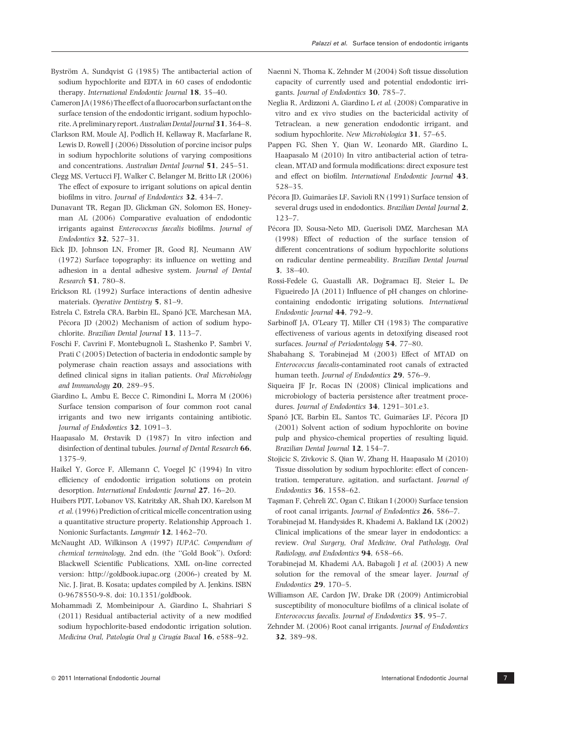Byström A, Sundqvist G (1985) The antibacterial action of sodium hypochlorite and EDTA in 60 cases of endodontic therapy. *International Endodontic Journal* **18**, 35–40.

Cameron JA (1986) The effect of a fluorocarbon surfactant on the surface tension of the endodontic irrigant, sodium hypochlorite. A preliminary report. *Australian Dental Journal* **31**, 364–8.

Clarkson RM, Moule AJ, Podlich H, Kellaway R, Macfarlane R, Lewis D, Rowell J (2006) Dissolution of porcine incisor pulps in sodium hypochlorite solutions of varying compositions and concentrations. *Australian Dental Journal* **51**, 245–51.

Clegg MS, Vertucci FJ, Walker C, Belanger M, Britto LR (2006) The effect of exposure to irrigant solutions on apical dentin biofilms in vitro. *Journal of Endodontics* **32**, 434–7.

Dunavant TR, Regan JD, Glickman GN, Solomon ES, Honeyman AL (2006) Comparative evaluation of endodontic irrigants against *Enterococcus faecalis* biofilms. *Journal of Endodontics* **32**, 527–31.

Eick JD, Johnson LN, Fromer JR, Good RJ, Neumann AW (1972) Surface topography: its influence on wetting and adhesion in a dental adhesive system. *Journal of Dental Research* **51**, 780–8.

Erickson RL (1992) Surface interactions of dentin adhesive materials. *Operative Dentistry* **5**, 81–9.

Estrela C, Estrela CRA, Barbin EL, Spanó JCE, Marchesan MA, Pécora JD (2002) Mechanism of action of sodium hypochlorite. *Brazilian Dental Journal* **13**, 113–7.

Foschi F, Cavrini F, Montebugnoli L, Stashenko P, Sambri V, Prati C (2005) Detection of bacteria in endodontic sample by polymerase chain reaction assays and associations with defined clinical signs in italian patients. *Oral Microbiology and Immunology* **20**, 289–95.

Giardino L, Ambu E, Becce C, Rimondini L, Morra M (2006) Surface tension comparison of four common root canal irrigants and two new irrigants containing antibiotic. *Journal of Endodontics* **32**, 1091–3.

Haapasalo M, Ørstavik D (1987) In vitro infection and disinfection of dentinal tubules. *Journal of Dental Research* **66**, 1375–9.

Haikel Y, Gorce F, Allemann C, Voegel JC (1994) In vitro efficiency of endodontic irrigation solutions on protein desorption. *International Endodontic Journal* **27**, 16–20.

Huibers PDT, Lobanov VS, Katritzky AR, Shah DO, Karelson M *et al.* (1996) Prediction of critical micelle concentration using a quantitative structure property. Relationship Approach 1. Nonionic Surfactants. *Langmuir* **12**, 1462–70.

McNaught AD, Wilkinson A (1997) *IUPAC. Compendium of chemical terminology*, 2nd edn. (the ''Gold Book''). Oxford: Blackwell Scientific Publications, XML on-line corrected version: http://goldbook.iupac.org (2006-) created by M. Nic, J. Jirat, B. Kosata; updates compiled by A. Jenkins. ISBN 0-9678550-9-8. doi: 10.1351/goldbook.

Mohammadi Z, Mombeinipour A, Giardino L, Shahriari S (2011) Residual antibacterial activity of a new modified sodium hypochlorite-based endodontic irrigation solution. *Medicina Oral, Patología Oral y Cirugía Bucal* **16**, e588–92.

Naenni N, Thoma K, Zehnder M (2004) Soft tissue dissolution capacity of currently used and potential endodontic irrigants. *Journal of Endodontics* **30**, 785–7.

Neglia R, Ardizzoni A, Giardino L *et al.* (2008) Comparative in vitro and ex vivo studies on the bactericidal activity of Tetraclean, a new generation endodontic irrigant, and sodium hypochlorite. *New Microbiologica* **31**, 57–65.

Pappen FG, Shen Y, Qian W, Leonardo MR, Giardino L, Haapasalo M (2010) In vitro antibacterial action of tetraclean, MTAD and formula modifications: direct exposure test and effect on biofilm. *International Endodontic Journal* **43**, 528–35.

Pécora JD, Guimarães LF, Savioli RN (1991) Surface tension of several drugs used in endodontics. *Brazilian Dental Journal* **2**, 123–7.

Pécora JD, Sousa-Neto MD, Guerisoli DMZ, Marchesan MA (1998) Effect of reduction of the surface tension of different concentrations of sodium hypochlorite solutions on radicular dentine permeability. *Brazilian Dental Journal* **3**, 38–40.

Rossi-Fedele G, Guastalli AR, Doğramacı EJ, Steier L, De Figueiredo JA (2011) Influence of pH changes on chlorine-containing endodontic irrigating solutions. *International Endodontic Journal* **44**, 792–9.

Sarbinoff JA, O'Leary TJ, Miller CH (1983) The comparative effectiveness of various agents in detoxifying diseased root surfaces. *Journal of Periodontology* **54**, 77–80.

Shabahang S, Torabinejad M (2003) Effect of MTAD on *Enterococcus faecalis*-contaminated root canals of extracted human teeth. *Journal of Endodontics* **29**, 576–9.

Siqueira JF Jr, Rocas IN (2008) Clinical implications and microbiology of bacteria persistence after treatment procedures. *Journal of Endodontics* **34**, 1291–301.e3.

Spanó JCE, Barbin EL, Santos TC, Guimarães LF, Pécora JD (2001) Solvent action of sodium hypochlorite on bovine pulp and physico-chemical properties of resulting liquid. *Brazilian Dental Journal* **12**, 154–7.

Stojicic S, Zivkovic S, Qian W, Zhang H, Haapasalo M (2010) Tissue dissolution by sodium hypochlorite: effect of concentration, temperature, agitation, and surfactant. *Journal of Endodontics* **36**, 1558–62.

Taşman F, Çehreli ZC, Ogan C, Etikan I (2000) Surface tension of root canal irrigants. *Journal of Endodontics* **26**, 586–7.

Torabinejad M, Handysides R, Khademi A, Bakland LK (2002) Clinical implications of the smear layer in endodontics: a review. *Oral Surgery, Oral Medicine, Oral Pathology, Oral Radiology, and Endodontics* **94**, 658–66.

Torabinejad M, Khademi AA, Babagoli J *et al.* (2003) A new solution for the removal of the smear layer. *Journal of Endodontics* **29**, 170–5.

Williamson AE, Cardon JW, Drake DR (2009) Antimicrobial susceptibility of monoculture biofilms of a clinical isolate of *Enterococcus faecalis*. *Journal of Endodontics* **35**, 95–7.

Zehnder M. (2006) Root canal irrigants. *Journal of Endodontics* **32**, 389–98.